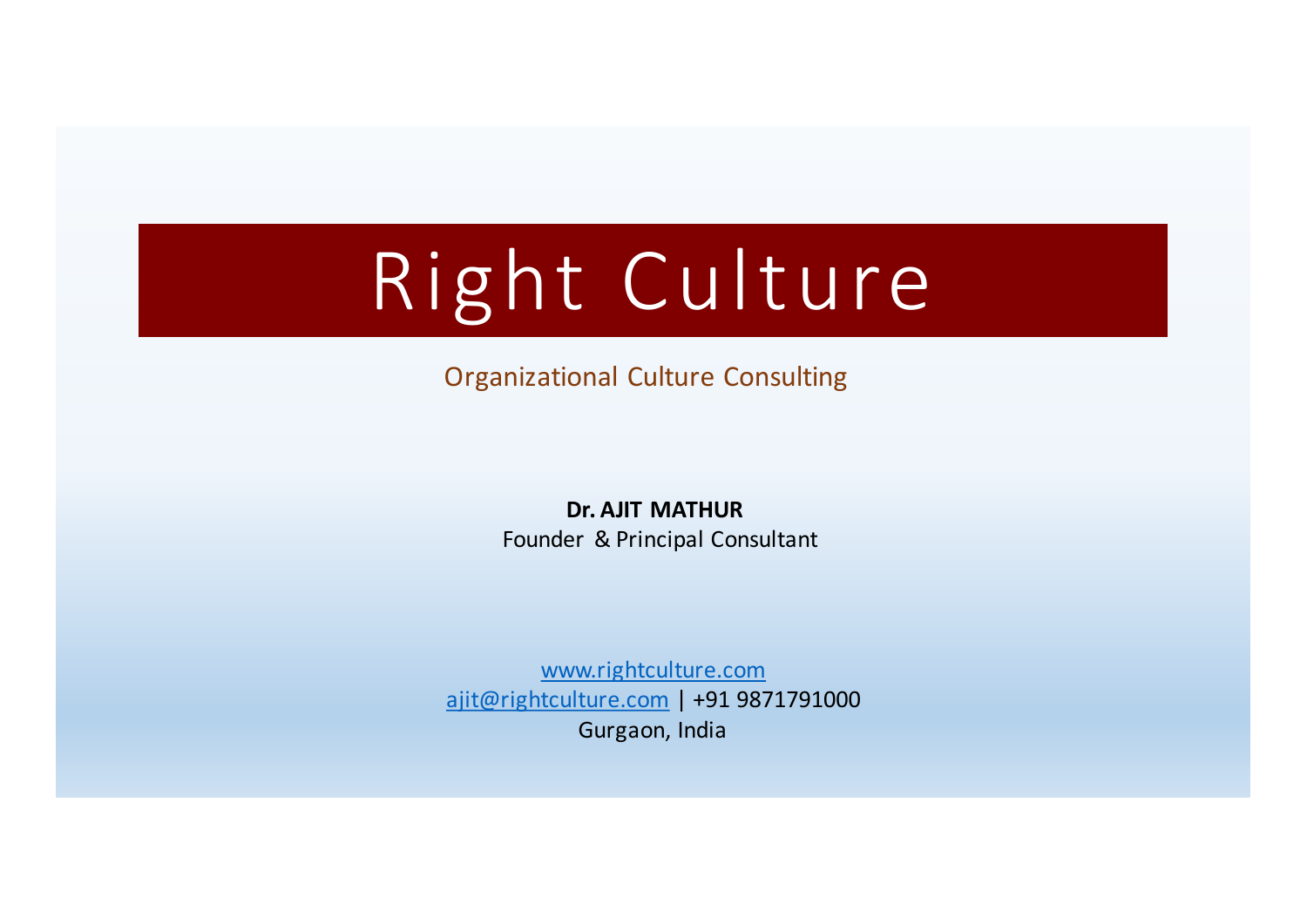# Right Culture

Organizational Culture Consulting

**Dr. AJIT MATHUR**
Founder & Principal Consultant

www.rightculture.com
ajit@rightculture.com | +91 9871791000
Gurgaon, India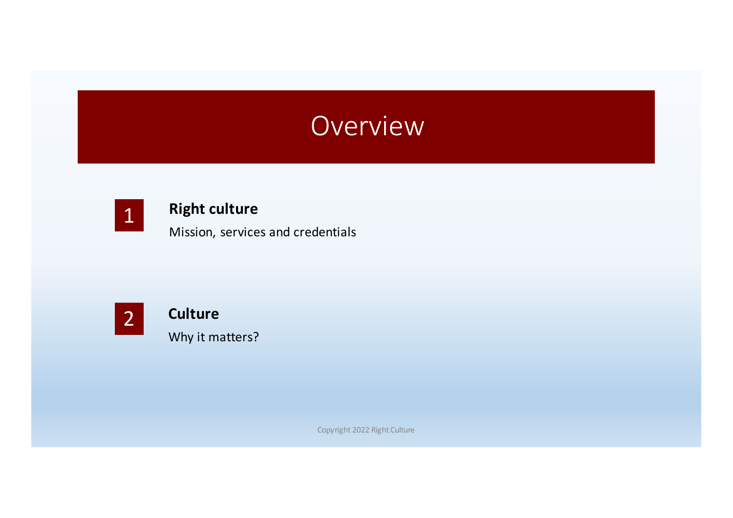# Overview

1. **Right culture**
   Mission, services and credentials

2. **Culture**
   Why it matters?

Copyright 2022 Right Culture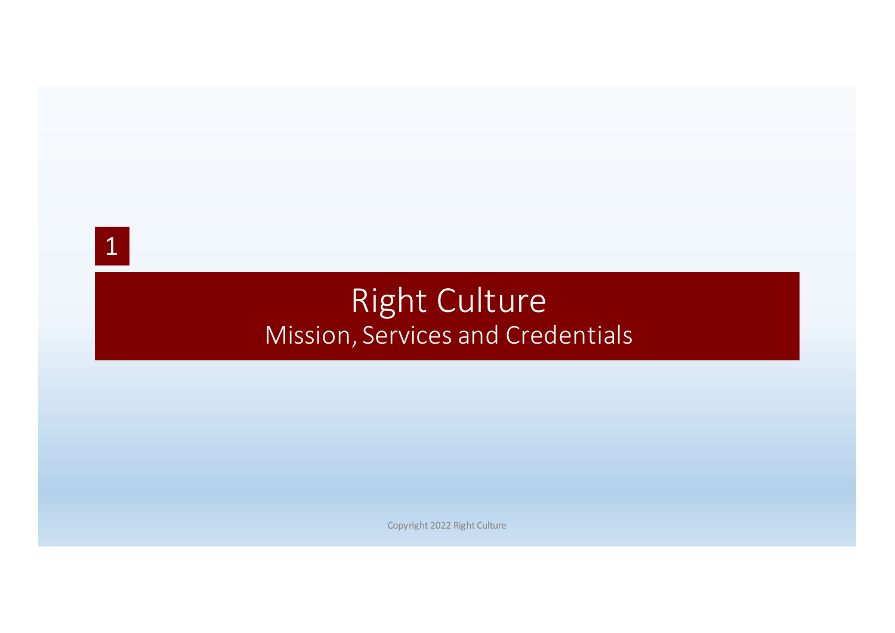1

# Right Culture

## Mission, Services and Credentials

Copyright 2022 Right Culture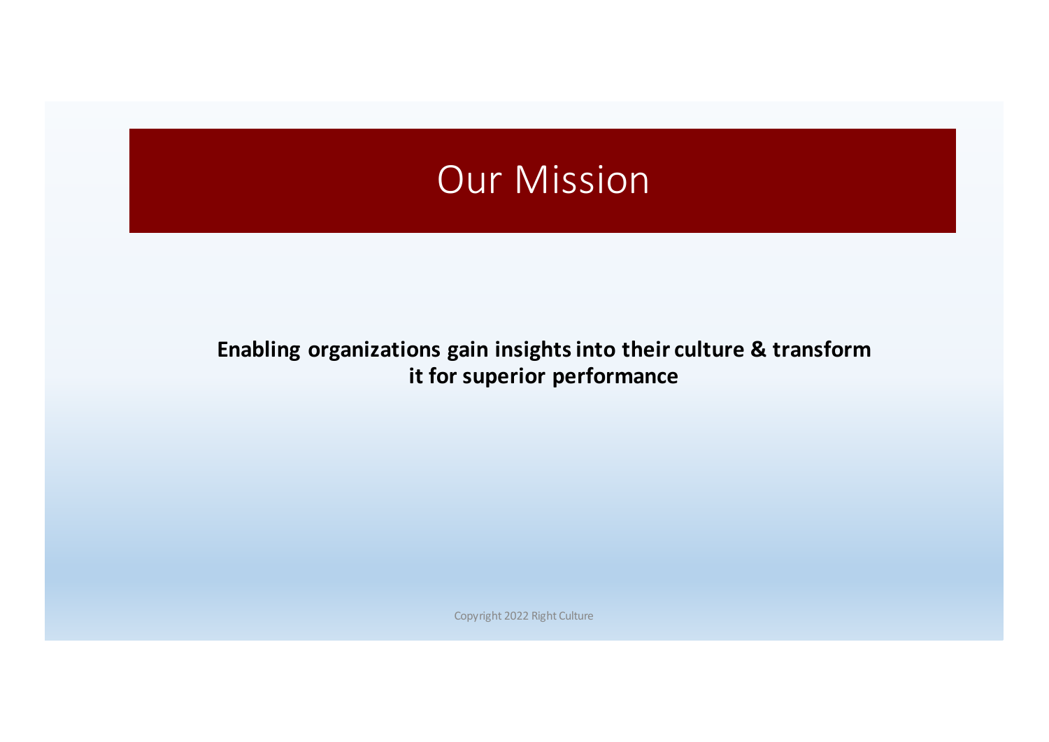# Our Mission

**Enabling organizations gain insights into their culture & transform it for superior performance**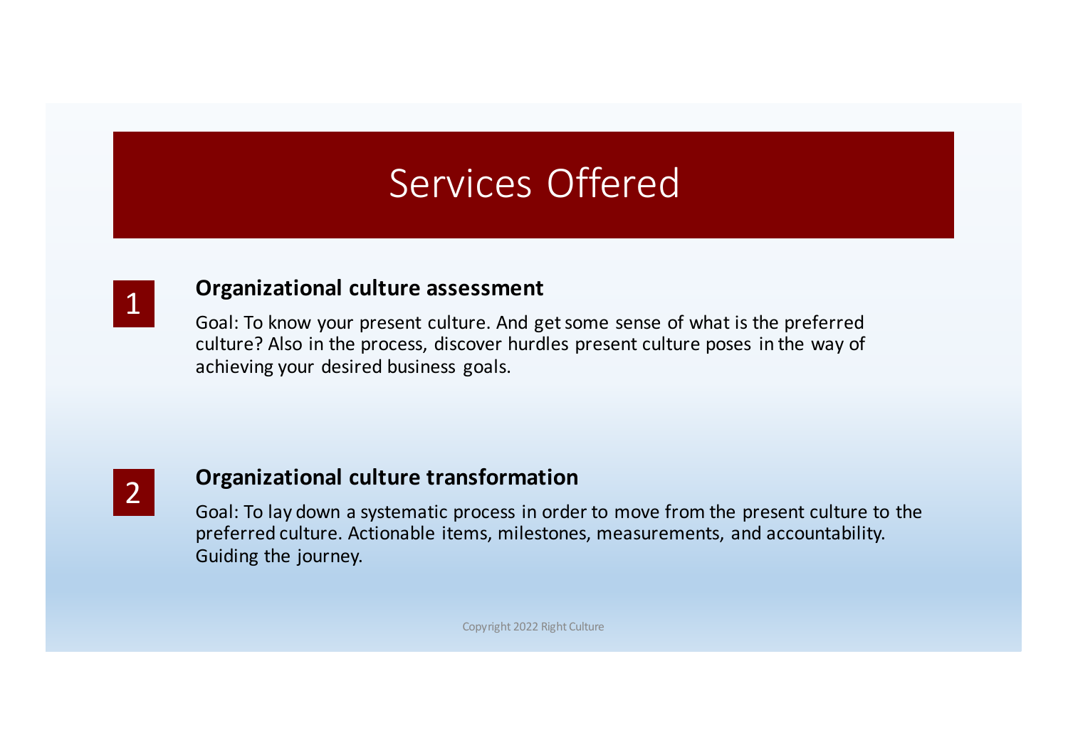# Services Offered

1. **Organizational culture assessment**

   Goal: To know your present culture. And get some sense of what is the preferred culture? Also in the process, discover hurdles present culture poses in the way of achieving your desired business goals.

2. **Organizational culture transformation**

   Goal: To lay down a systematic process in order to move from the present culture to the preferred culture. Actionable items, milestones, measurements, and accountability. Guiding the journey.

Copyright 2022 Right Culture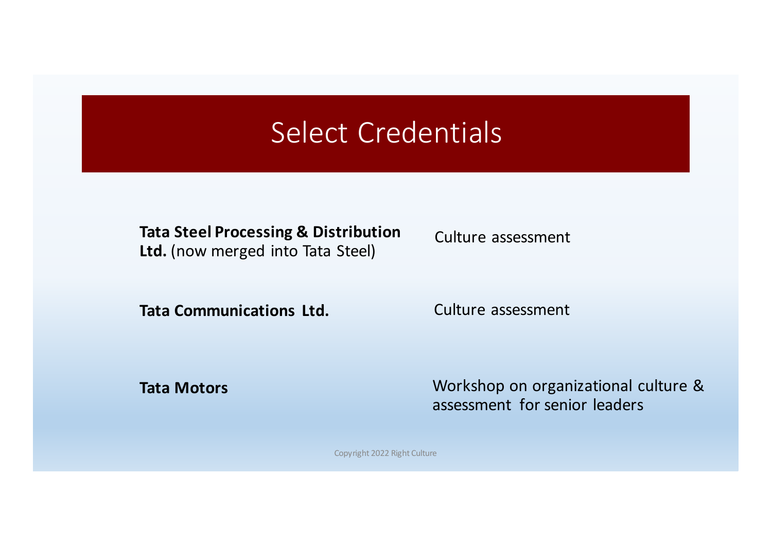# Select Credentials

| | |
|---|---|
| **Tata Steel Processing & Distribution Ltd.** (now merged into Tata Steel) | Culture assessment |
| **Tata Communications Ltd.** | Culture assessment |
| **Tata Motors** | Workshop on organizational culture & assessment for senior leaders |

Copyright 2022 Right Culture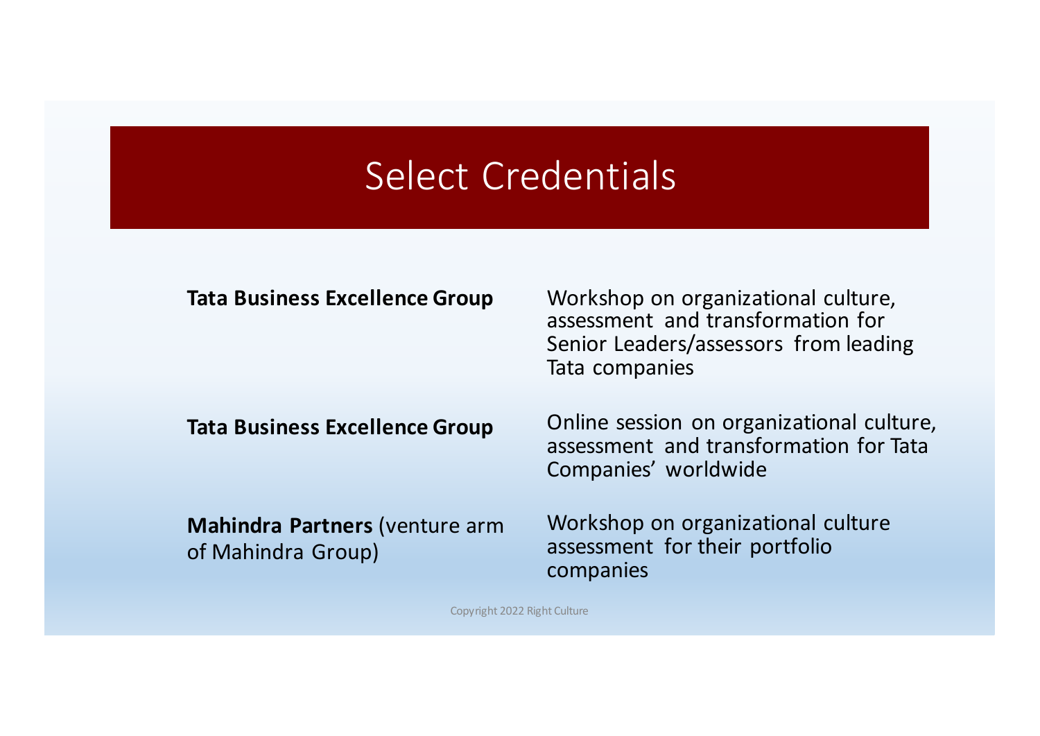# Select Credentials

| | |
|---|---|
| **Tata Business Excellence Group** | Workshop on organizational culture, assessment and transformation for Senior Leaders/assessors from leading Tata companies |
| **Tata Business Excellence Group** | Online session on organizational culture, assessment and transformation for Tata Companies' worldwide |
| **Mahindra Partners** (venture arm of Mahindra Group) | Workshop on organizational culture assessment for their portfolio companies |

Copyright 2022 Right Culture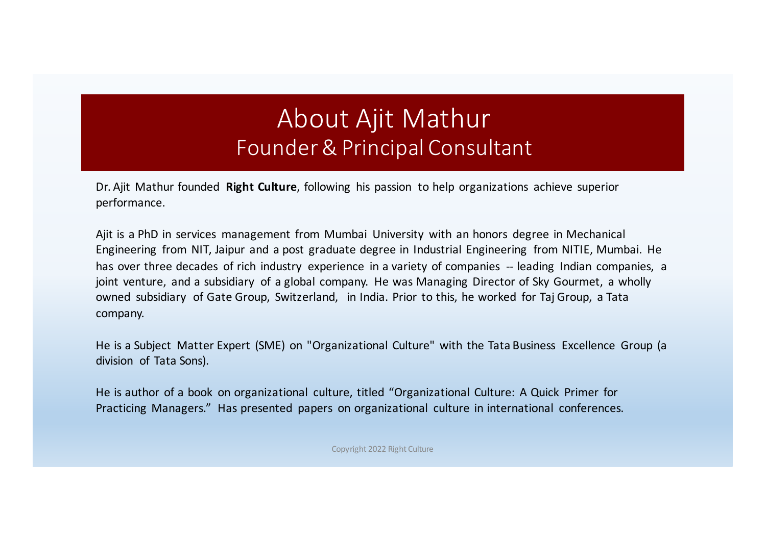# About Ajit Mathur

## Founder & Principal Consultant

Dr. Ajit Mathur founded **Right Culture**, following his passion to help organizations achieve superior performance.

Ajit is a PhD in services management from Mumbai University with an honors degree in Mechanical Engineering from NIT, Jaipur and a post graduate degree in Industrial Engineering from NITIE, Mumbai. He has over three decades of rich industry experience in a variety of companies -- leading Indian companies, a joint venture, and a subsidiary of a global company. He was Managing Director of Sky Gourmet, a wholly owned subsidiary of Gate Group, Switzerland, in India. Prior to this, he worked for Taj Group, a Tata company.

He is a Subject Matter Expert (SME) on "Organizational Culture" with the Tata Business Excellence Group (a division of Tata Sons).

He is author of a book on organizational culture, titled "Organizational Culture: A Quick Primer for Practicing Managers." Has presented papers on organizational culture in international conferences.

Copyright 2022 Right Culture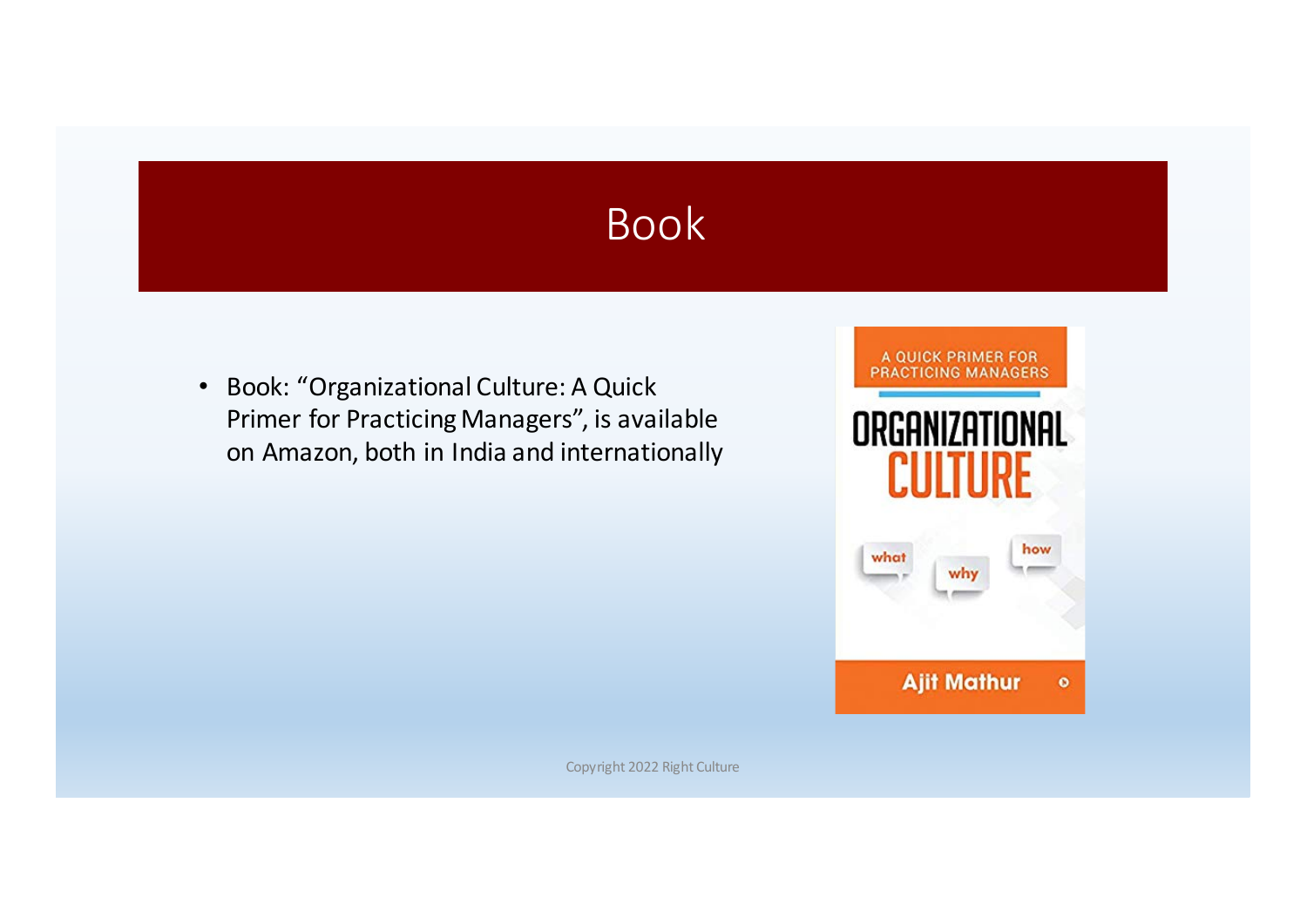# Book

- Book: "Organizational Culture: A Quick Primer for Practicing Managers", is available on Amazon, both in India and internationally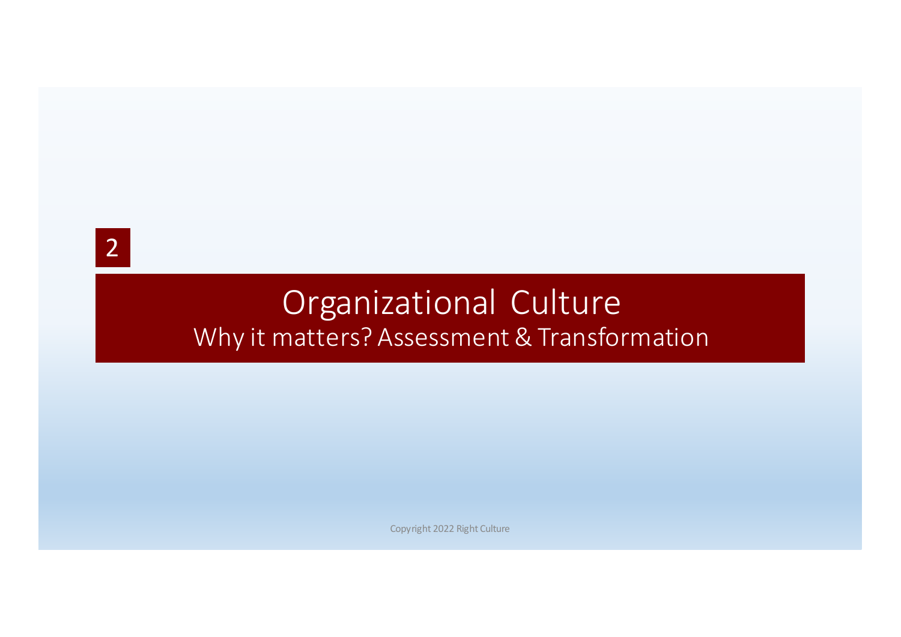2

# Organizational Culture

## Why it matters? Assessment & Transformation

Copyright 2022 Right Culture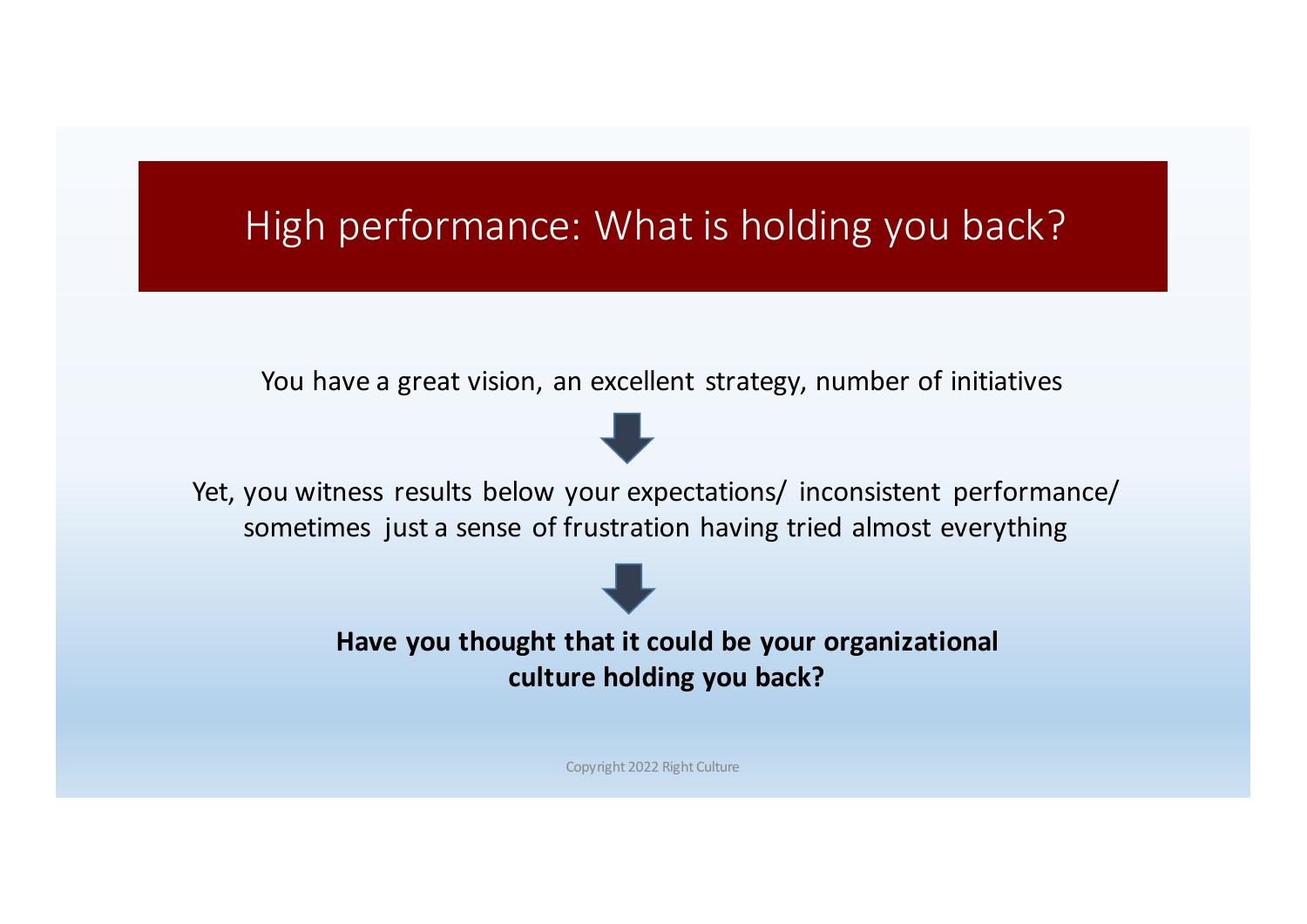# High performance: What is holding you back?

You have a great vision, an excellent strategy, number of initiatives

↓

Yet, you witness results below your expectations/ inconsistent performance/ sometimes just a sense of frustration having tried almost everything

↓

**Have you thought that it could be your organizational culture holding you back?**

Copyright 2022 Right Culture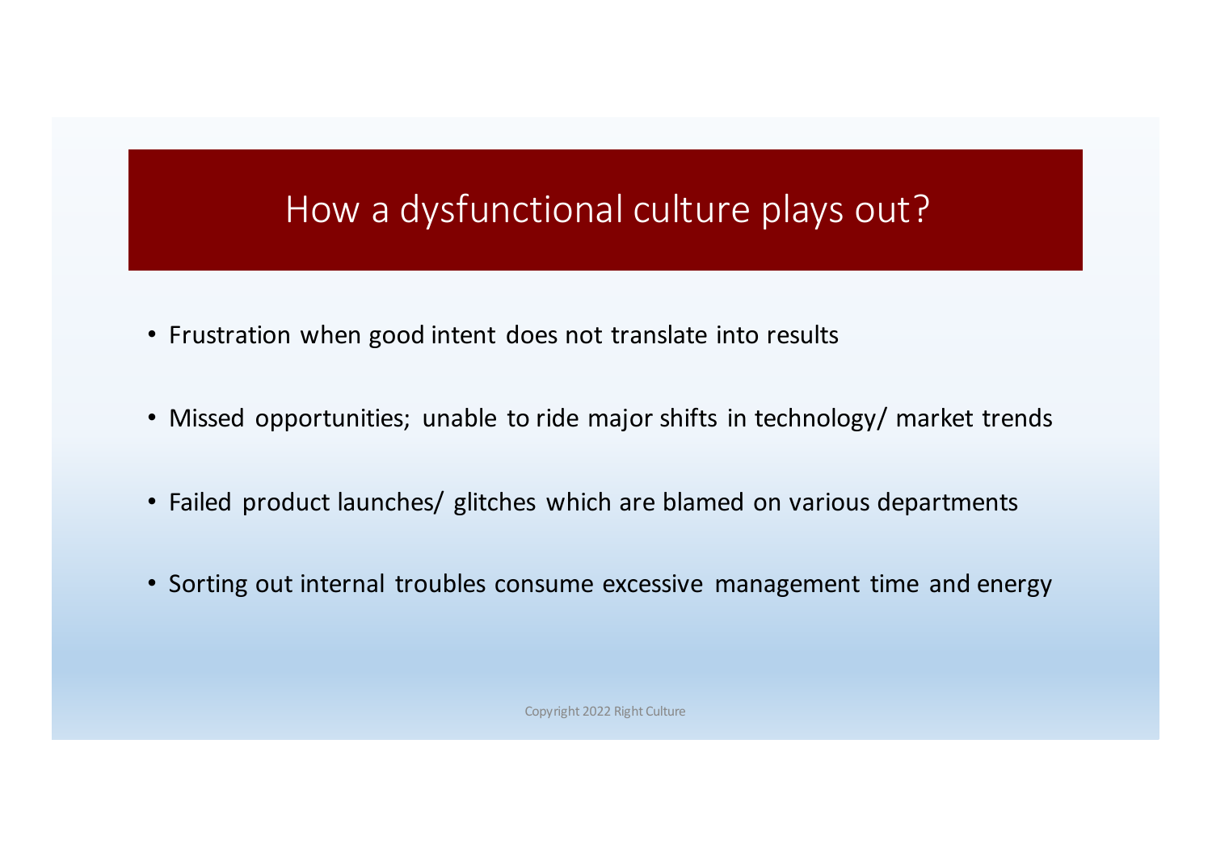# How a dysfunctional culture plays out?

- Frustration when good intent does not translate into results
- Missed opportunities; unable to ride major shifts in technology/ market trends
- Failed product launches/ glitches which are blamed on various departments
- Sorting out internal troubles consume excessive management time and energy

Copyright 2022 Right Culture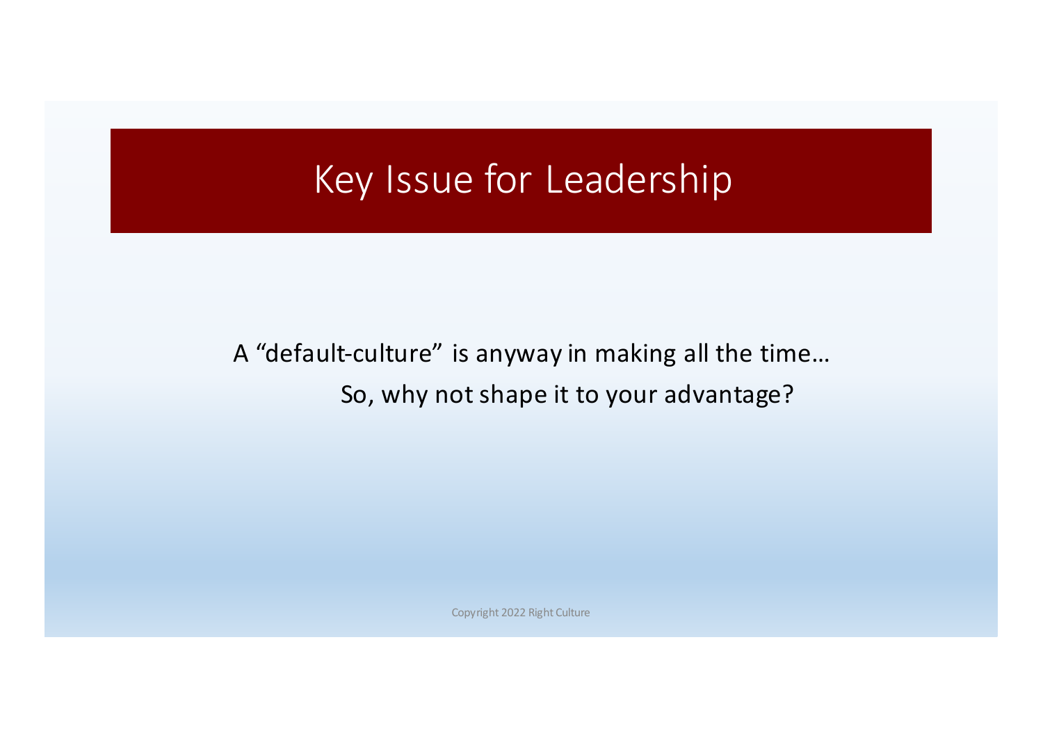# Key Issue for Leadership

A "default-culture" is anyway in making all the time…
So, why not shape it to your advantage?

Copyright 2022 Right Culture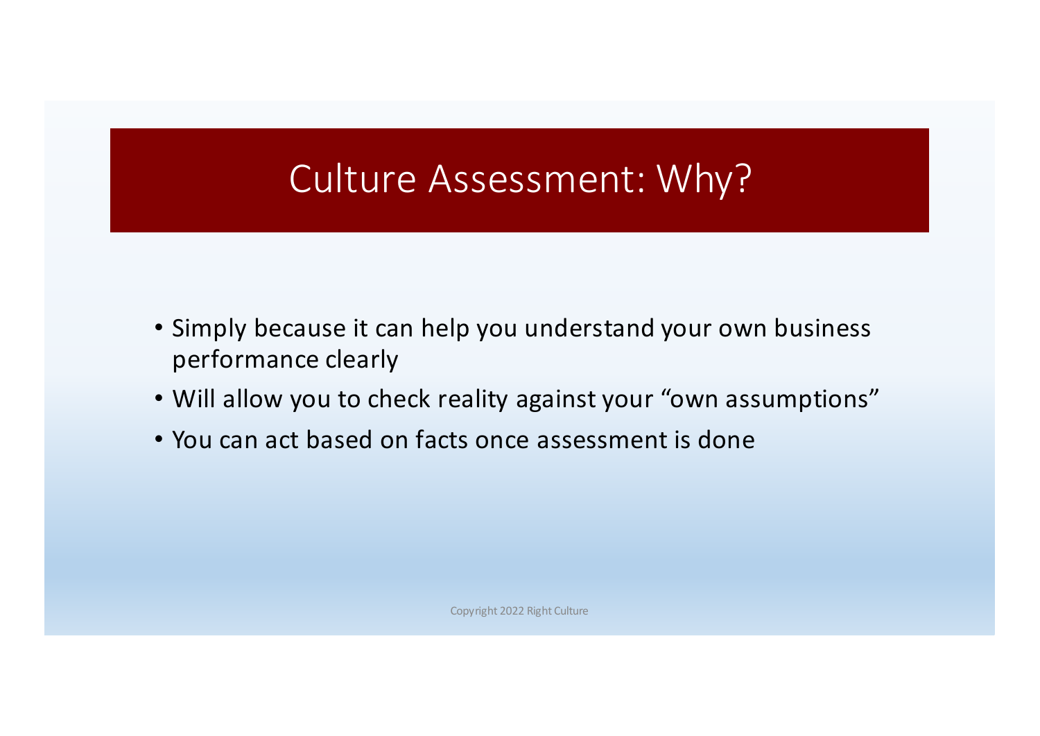# Culture Assessment: Why?

- Simply because it can help you understand your own business performance clearly
- Will allow you to check reality against your "own assumptions"
- You can act based on facts once assessment is done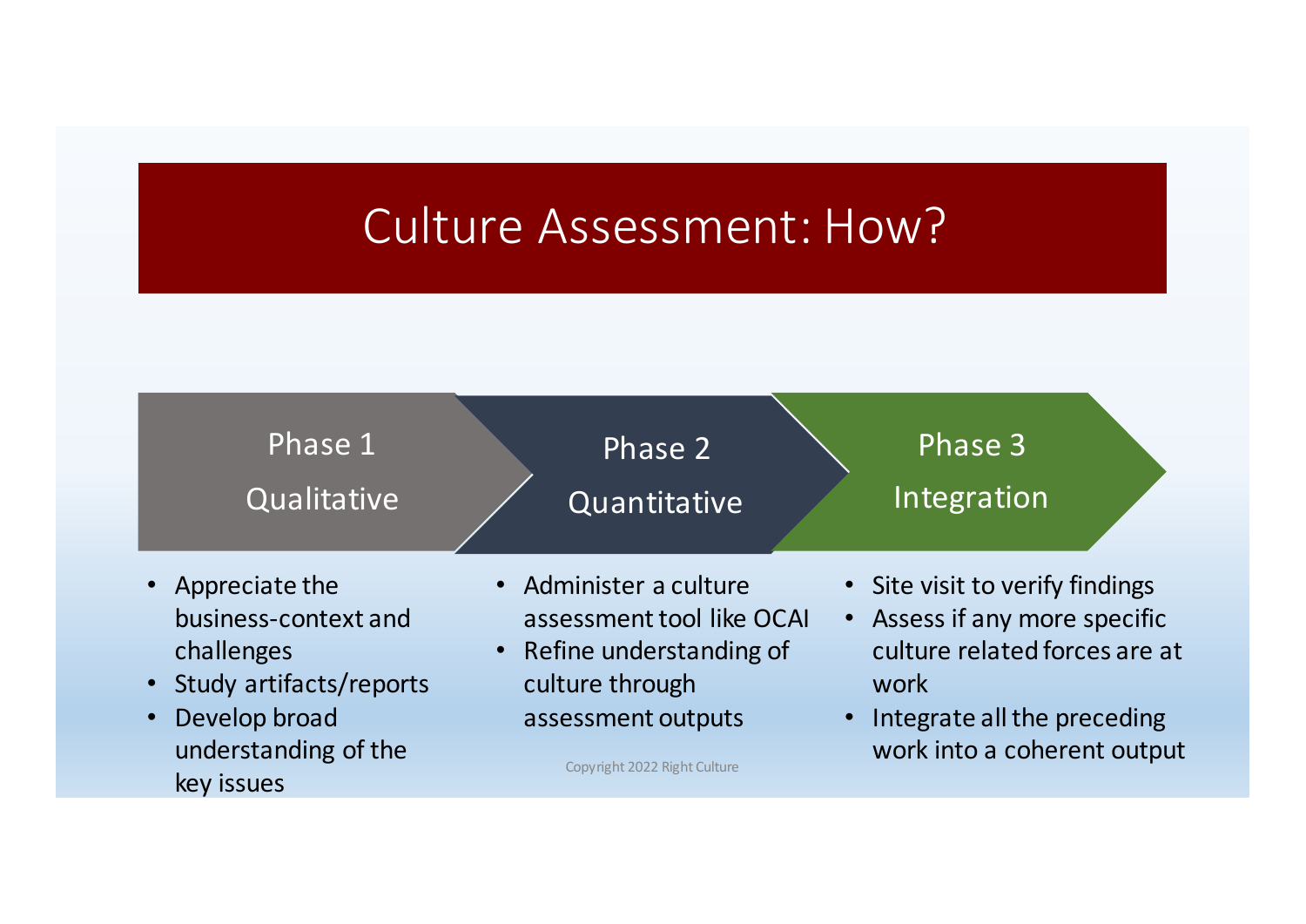# Culture Assessment: How?

## Phase 1 — Qualitative

- Appreciate the business-context and challenges
- Study artifacts/reports
- Develop broad understanding of the key issues

## Phase 2 — Quantitative

- Administer a culture assessment tool like OCAI
- Refine understanding of culture through assessment outputs

## Phase 3 — Integration

- Site visit to verify findings
- Assess if any more specific culture related forces are at work
- Integrate all the preceding work into a coherent output

Copyright 2022 Right Culture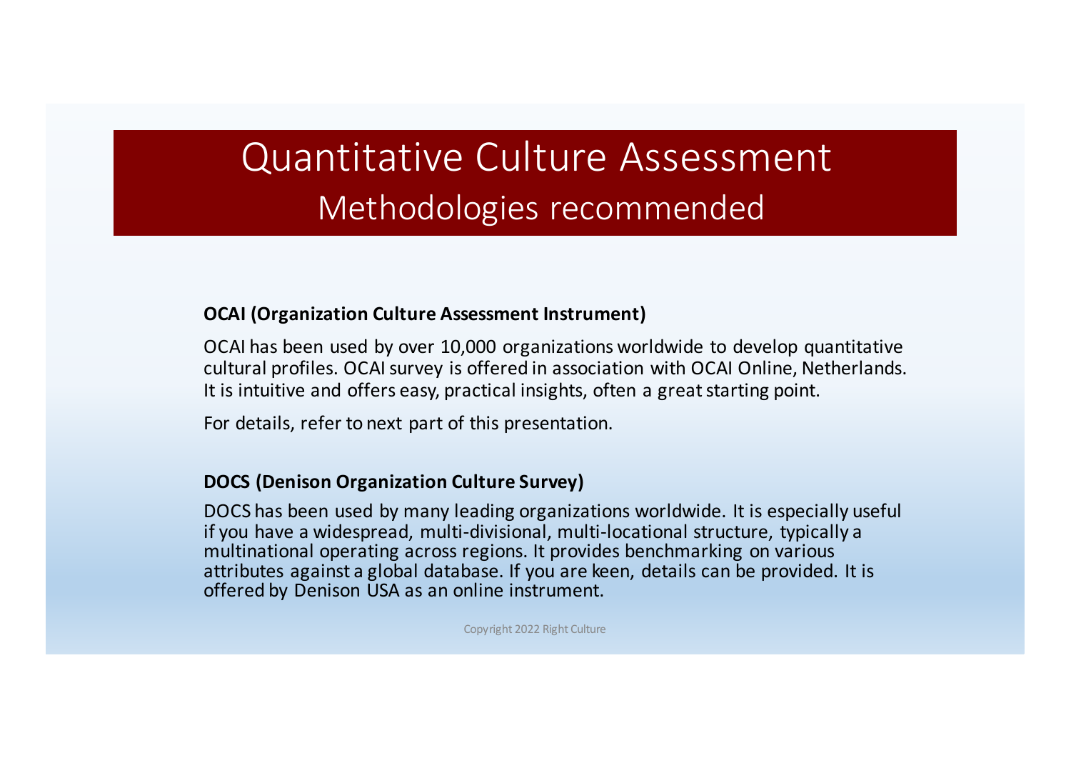# Quantitative Culture Assessment
## Methodologies recommended

**OCAI (Organization Culture Assessment Instrument)**

OCAI has been used by over 10,000 organizations worldwide to develop quantitative cultural profiles. OCAI survey is offered in association with OCAI Online, Netherlands. It is intuitive and offers easy, practical insights, often a great starting point.

For details, refer to next part of this presentation.

**DOCS (Denison Organization Culture Survey)**

DOCS has been used by many leading organizations worldwide. It is especially useful if you have a widespread, multi-divisional, multi-locational structure, typically a multinational operating across regions. It provides benchmarking on various attributes against a global database. If you are keen, details can be provided. It is offered by Denison USA as an online instrument.

Copyright 2022 Right Culture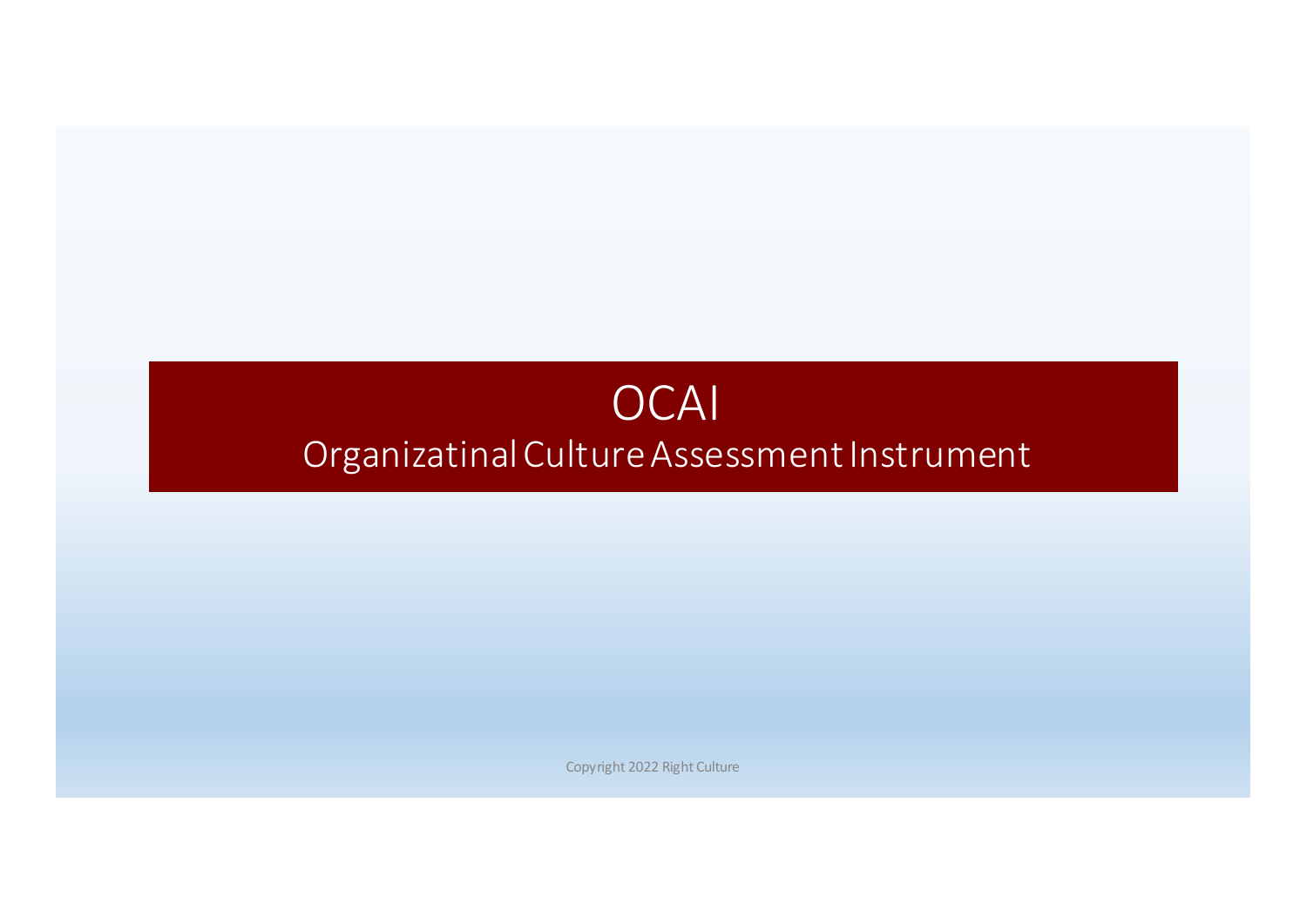# OCAI

## Organizatinal Culture Assessment Instrument

Copyright 2022 Right Culture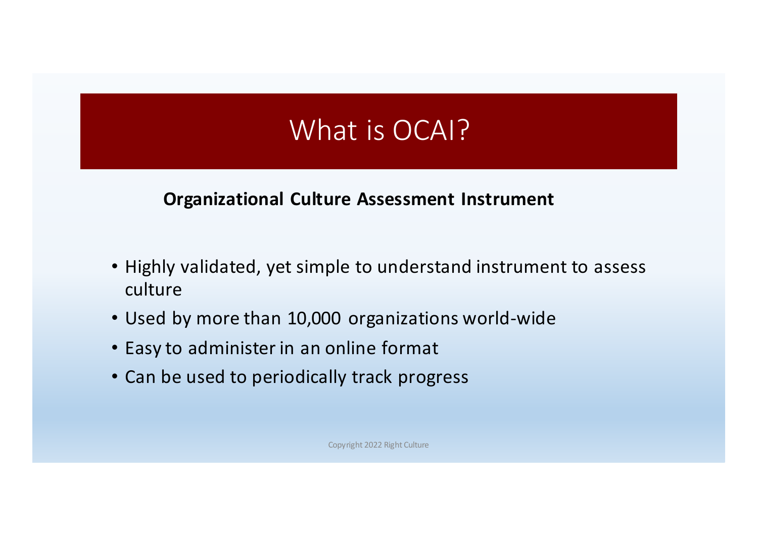# What is OCAI?

**Organizational Culture Assessment Instrument**

- Highly validated, yet simple to understand instrument to assess culture
- Used by more than 10,000 organizations world-wide
- Easy to administer in an online format
- Can be used to periodically track progress

Copyright 2022 Right Culture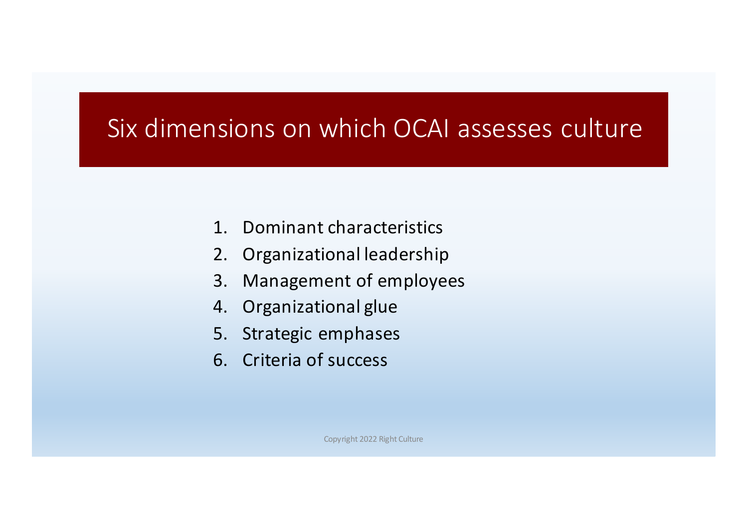# Six dimensions on which OCAI assesses culture

1. Dominant characteristics
2. Organizational leadership
3. Management of employees
4. Organizational glue
5. Strategic emphases
6. Criteria of success

Copyright 2022 Right Culture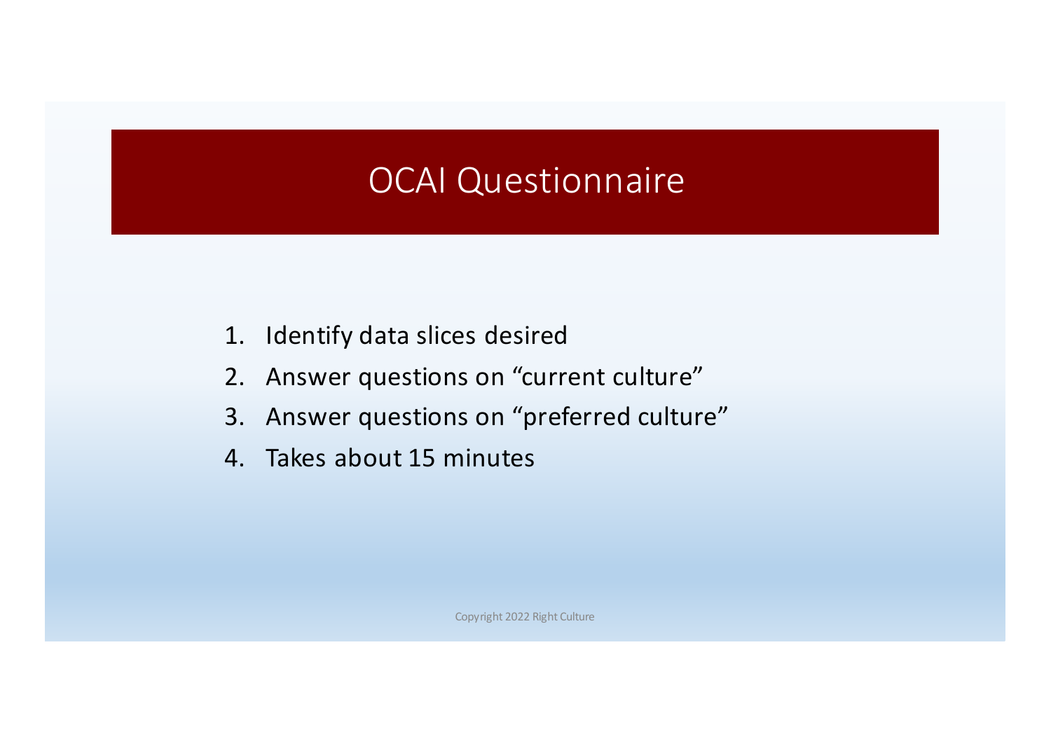# OCAI Questionnaire

1. Identify data slices desired
2. Answer questions on “current culture”
3. Answer questions on “preferred culture”
4. Takes about 15 minutes

Copyright 2022 Right Culture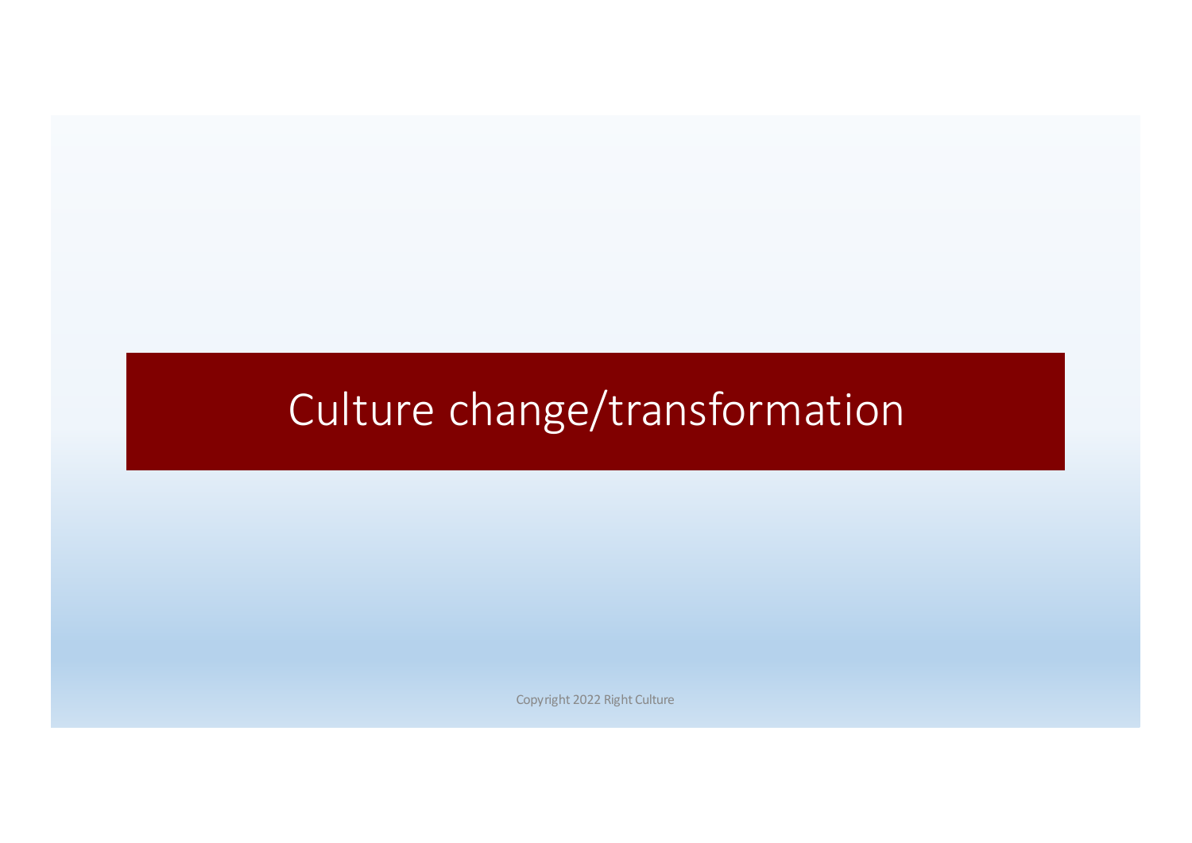# Culture change/transformation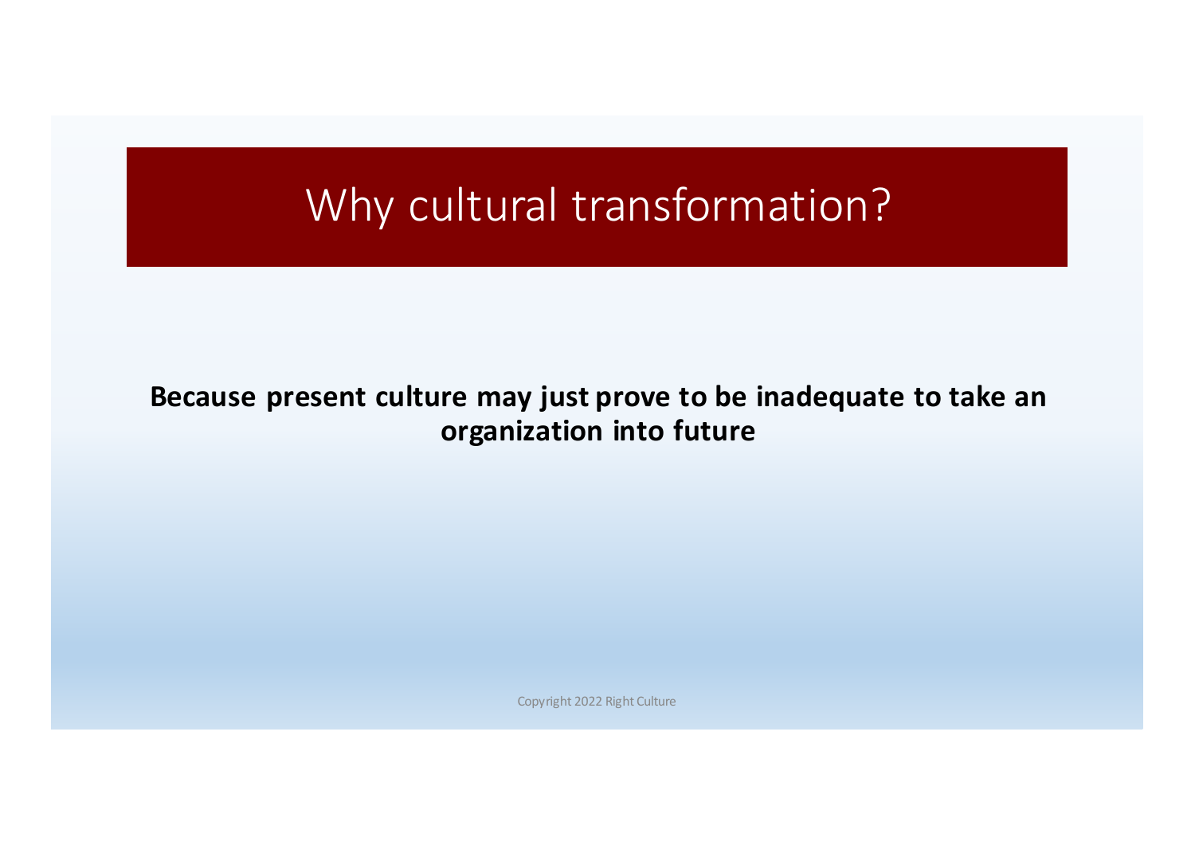# Why cultural transformation?

**Because present culture may just prove to be inadequate to take an organization into future**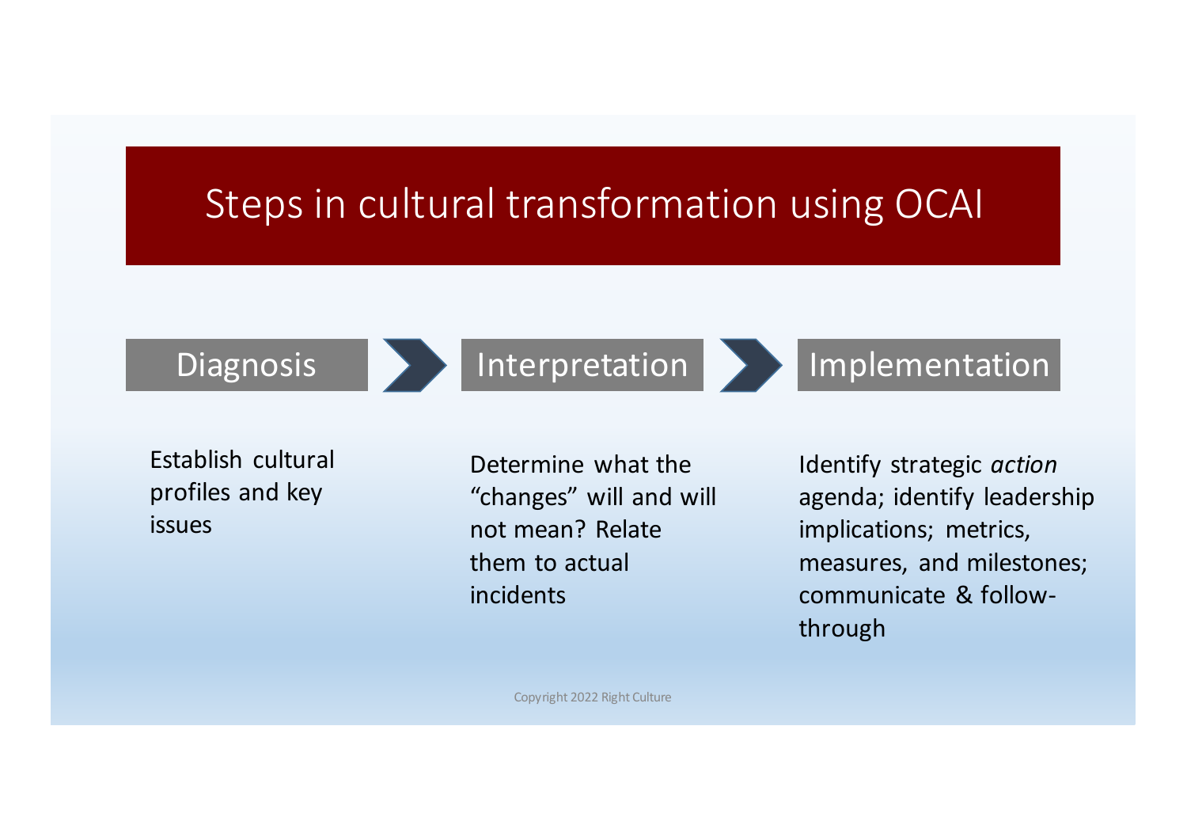# Steps in cultural transformation using OCAI

| Diagnosis | Interpretation | Implementation |
| --- | --- | --- |
| Establish cultural profiles and key issues | Determine what the "changes" will and will not mean? Relate them to actual incidents | Identify strategic *action* agenda; identify leadership implications; metrics, measures, and milestones; communicate & follow-through |

Copyright 2022 Right Culture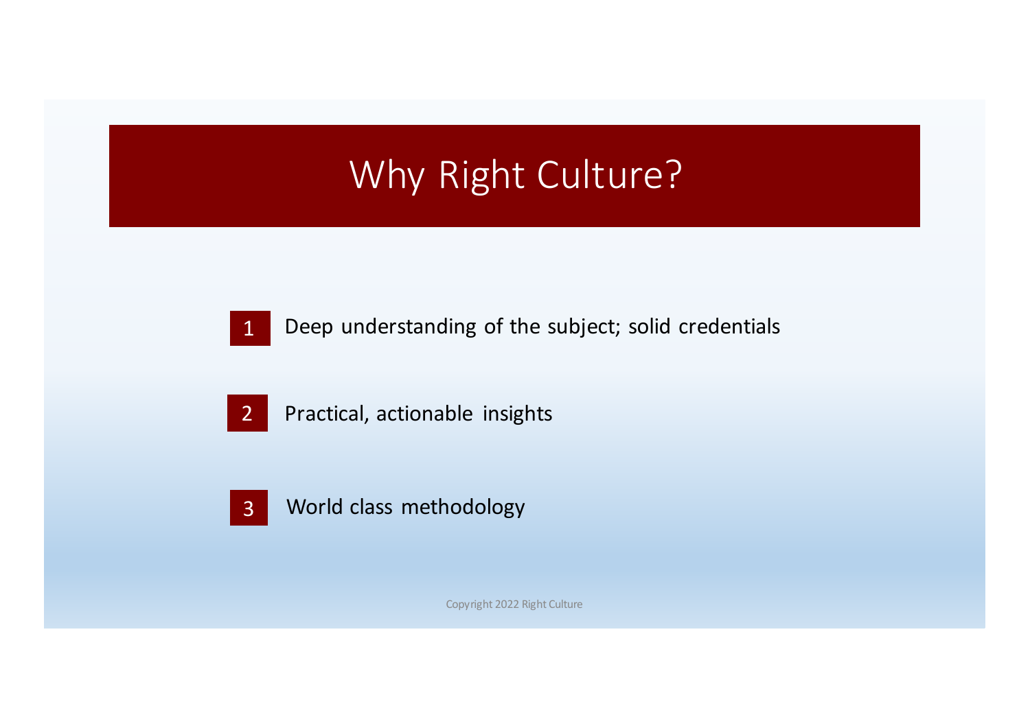# Why Right Culture?

1. Deep understanding of the subject; solid credentials
2. Practical, actionable insights
3. World class methodology

Copyright 2022 Right Culture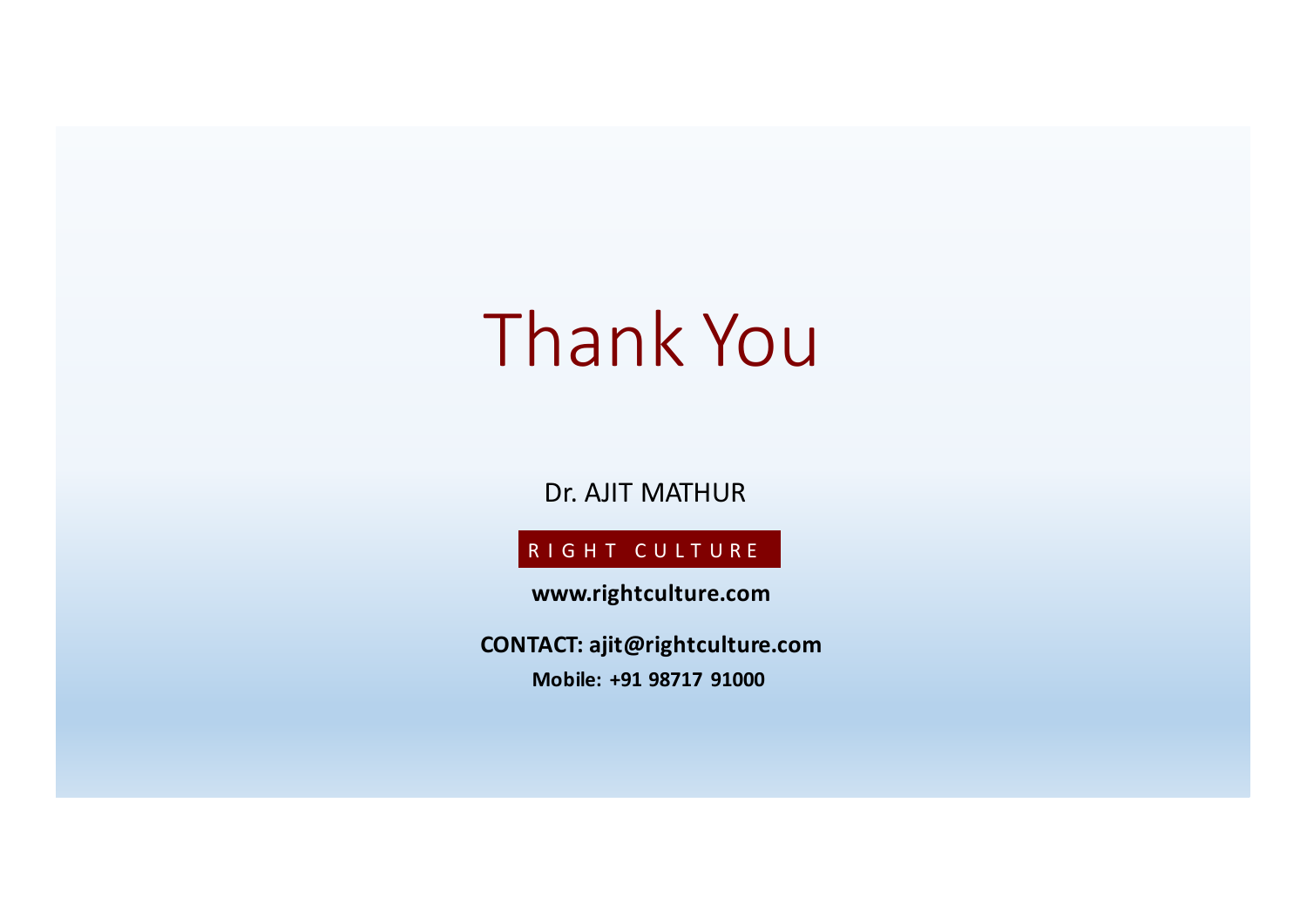# Thank You

Dr. AJIT MATHUR

RIGHT CULTURE

**www.rightculture.com**

**CONTACT: ajit@rightculture.com**

**Mobile: +91 98717 91000**